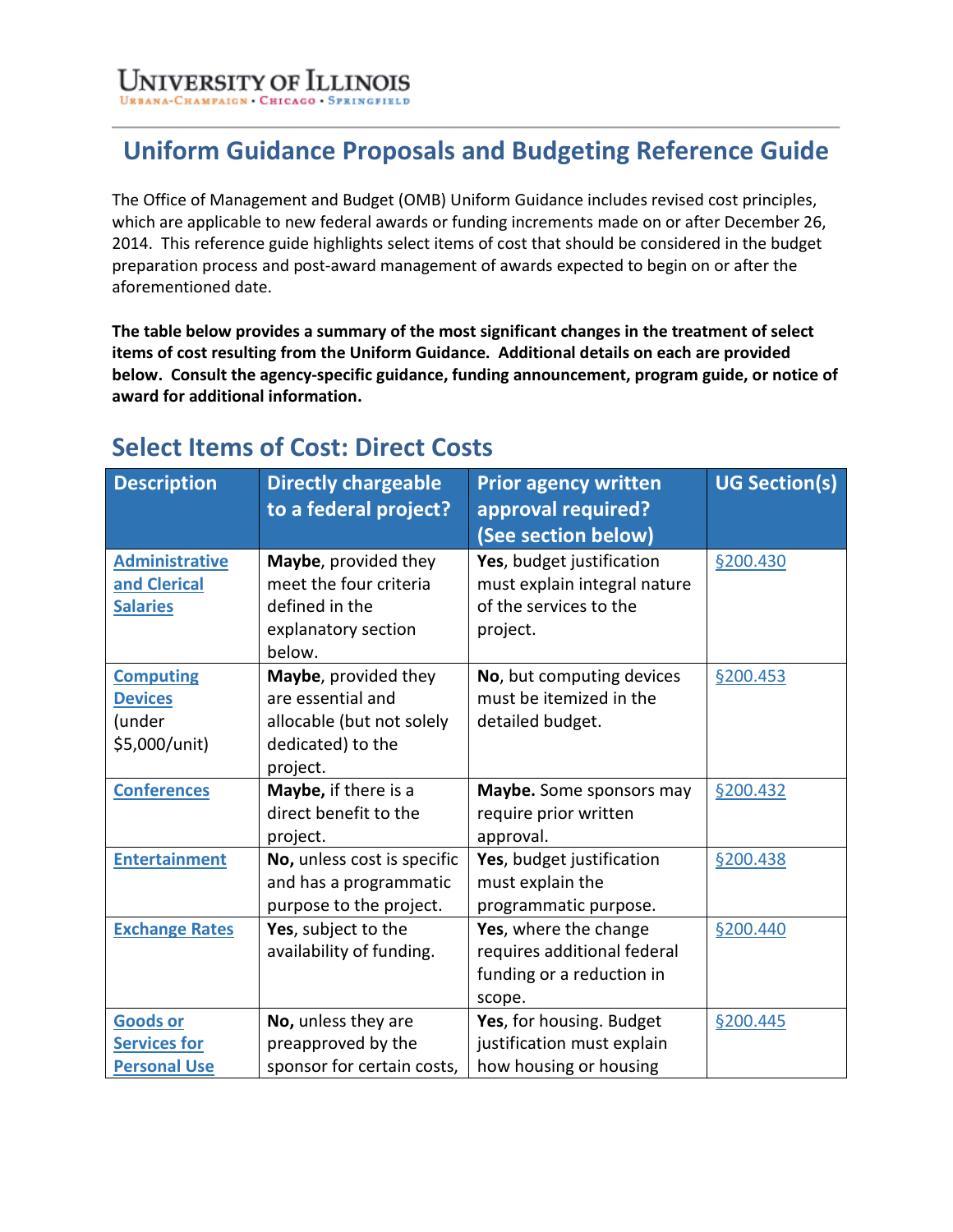UNIVERSITY OF ILLINOIS
URBANA-CHAMPAIGN • CHICAGO • SPRINGFIELD

# Uniform Guidance Proposals and Budgeting Reference Guide

The Office of Management and Budget (OMB) Uniform Guidance includes revised cost principles, which are applicable to new federal awards or funding increments made on or after December 26, 2014. This reference guide highlights select items of cost that should be considered in the budget preparation process and post-award management of awards expected to begin on or after the aforementioned date.

**The table below provides a summary of the most significant changes in the treatment of select items of cost resulting from the Uniform Guidance. Additional details on each are provided below. Consult the agency-specific guidance, funding announcement, program guide, or notice of award for additional information.**

## Select Items of Cost: Direct Costs

| Description | Directly chargeable to a federal project? | Prior agency written approval required? (See section below) | UG Section(s) |
|---|---|---|---|
| Administrative and Clerical Salaries | **Maybe**, provided they meet the four criteria defined in the explanatory section below. | **Yes**, budget justification must explain integral nature of the services to the project. | §200.430 |
| Computing Devices (under $5,000/unit) | **Maybe**, provided they are essential and allocable (but not solely dedicated) to the project. | **No**, but computing devices must be itemized in the detailed budget. | §200.453 |
| Conferences | **Maybe,** if there is a direct benefit to the project. | **Maybe.** Some sponsors may require prior written approval. | §200.432 |
| Entertainment | **No,** unless cost is specific and has a programmatic purpose to the project. | **Yes**, budget justification must explain the programmatic purpose. | §200.438 |
| Exchange Rates | **Yes**, subject to the availability of funding. | **Yes**, where the change requires additional federal funding or a reduction in scope. | §200.440 |
| Goods or Services for Personal Use | **No,** unless they are preapproved by the sponsor for certain costs, | **Yes**, for housing. Budget justification must explain how housing or housing | §200.445 |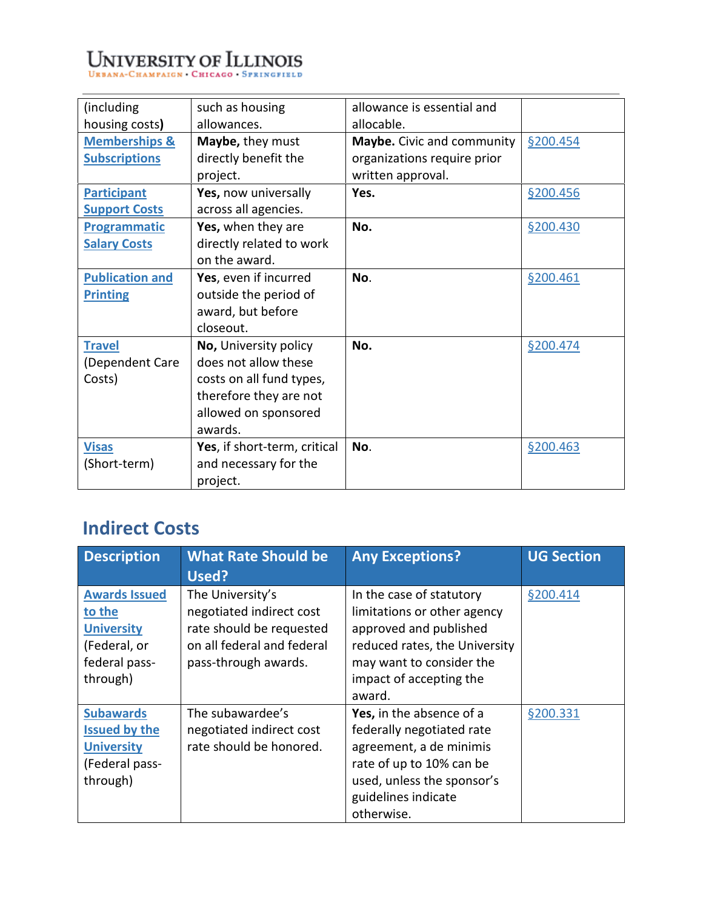| | | | |
|---|---|---|---|
| (including housing costs**)** | such as housing allowances. | allowance is essential and allocable. | |
| **Memberships & Subscriptions** | **Maybe,** they must directly benefit the project. | **Maybe.** Civic and community organizations require prior written approval. | §200.454 |
| **Participant Support Costs** | **Yes,** now universally across all agencies. | **Yes.** | §200.456 |
| **Programmatic Salary Costs** | **Yes,** when they are directly related to work on the award. | **No.** | §200.430 |
| **Publication and Printing** | **Yes**, even if incurred outside the period of award, but before closeout. | **No**. | §200.461 |
| **Travel** (Dependent Care Costs) | **No,** University policy does not allow these costs on all fund types, therefore they are not allowed on sponsored awards. | **No.** | §200.474 |
| **Visas** (Short-term) | **Yes**, if short-term, critical and necessary for the project. | **No**. | §200.463 |

## Indirect Costs

| Description | What Rate Should be Used? | Any Exceptions? | UG Section |
|---|---|---|---|
| **Awards Issued to the University** (Federal, or federal pass-through) | The University's negotiated indirect cost rate should be requested on all federal and federal pass-through awards. | In the case of statutory limitations or other agency approved and published reduced rates, the University may want to consider the impact of accepting the award. | §200.414 |
| **Subawards Issued by the University** (Federal pass-through) | The subawardee's negotiated indirect cost rate should be honored. | **Yes,** in the absence of a federally negotiated rate agreement, a de minimis rate of up to 10% can be used, unless the sponsor's guidelines indicate otherwise. | §200.331 |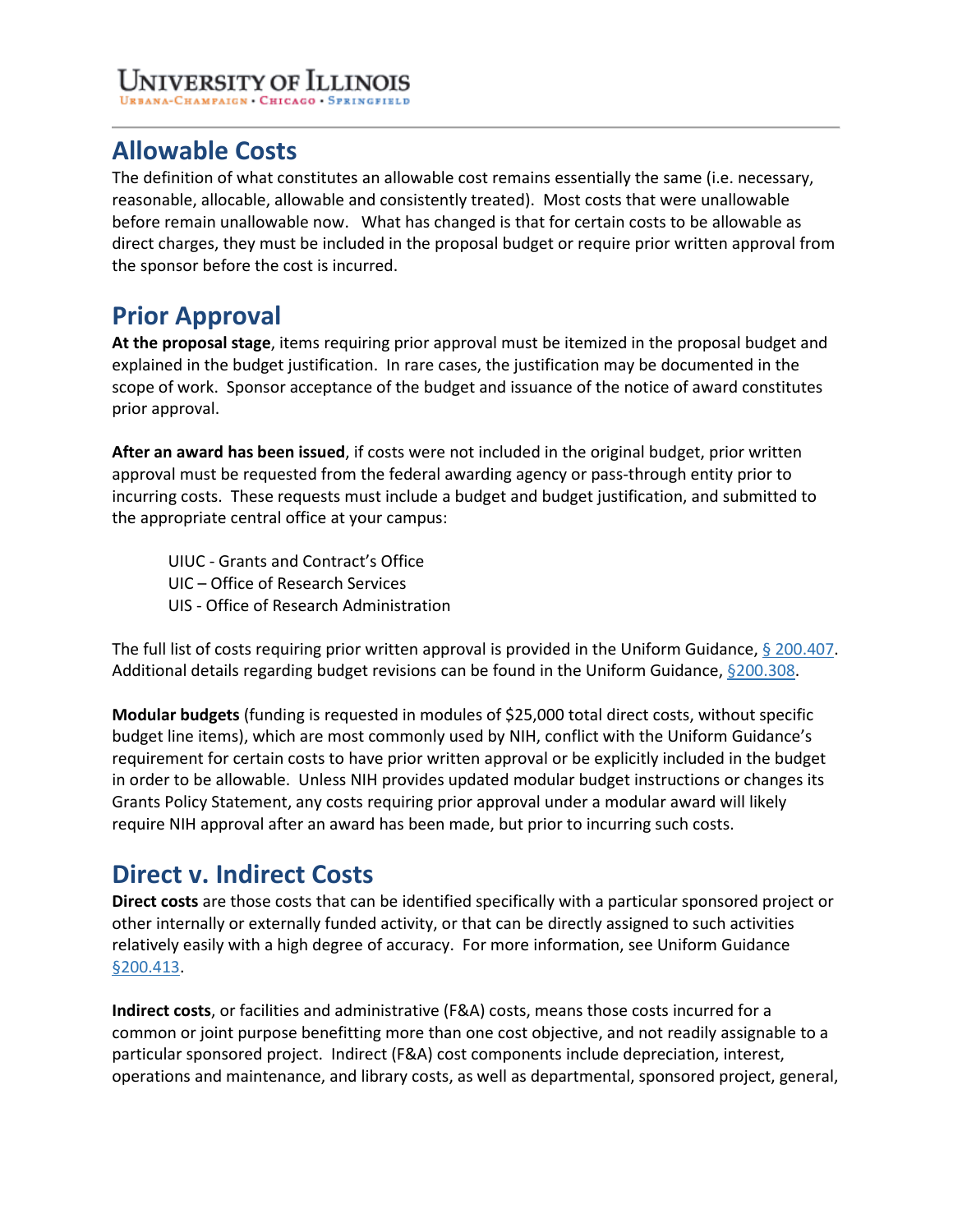## Allowable Costs

The definition of what constitutes an allowable cost remains essentially the same (i.e. necessary, reasonable, allocable, allowable and consistently treated). Most costs that were unallowable before remain unallowable now. What has changed is that for certain costs to be allowable as direct charges, they must be included in the proposal budget or require prior written approval from the sponsor before the cost is incurred.

## Prior Approval

**At the proposal stage**, items requiring prior approval must be itemized in the proposal budget and explained in the budget justification. In rare cases, the justification may be documented in the scope of work. Sponsor acceptance of the budget and issuance of the notice of award constitutes prior approval.

**After an award has been issued**, if costs were not included in the original budget, prior written approval must be requested from the federal awarding agency or pass-through entity prior to incurring costs. These requests must include a budget and budget justification, and submitted to the appropriate central office at your campus:

UIUC - Grants and Contract's Office
UIC – Office of Research Services
UIS - Office of Research Administration

The full list of costs requiring prior written approval is provided in the Uniform Guidance, § 200.407. Additional details regarding budget revisions can be found in the Uniform Guidance, §200.308.

**Modular budgets** (funding is requested in modules of $25,000 total direct costs, without specific budget line items), which are most commonly used by NIH, conflict with the Uniform Guidance's requirement for certain costs to have prior written approval or be explicitly included in the budget in order to be allowable. Unless NIH provides updated modular budget instructions or changes its Grants Policy Statement, any costs requiring prior approval under a modular award will likely require NIH approval after an award has been made, but prior to incurring such costs.

## Direct v. Indirect Costs

**Direct costs** are those costs that can be identified specifically with a particular sponsored project or other internally or externally funded activity, or that can be directly assigned to such activities relatively easily with a high degree of accuracy. For more information, see Uniform Guidance §200.413.

**Indirect costs**, or facilities and administrative (F&A) costs, means those costs incurred for a common or joint purpose benefitting more than one cost objective, and not readily assignable to a particular sponsored project. Indirect (F&A) cost components include depreciation, interest, operations and maintenance, and library costs, as well as departmental, sponsored project, general,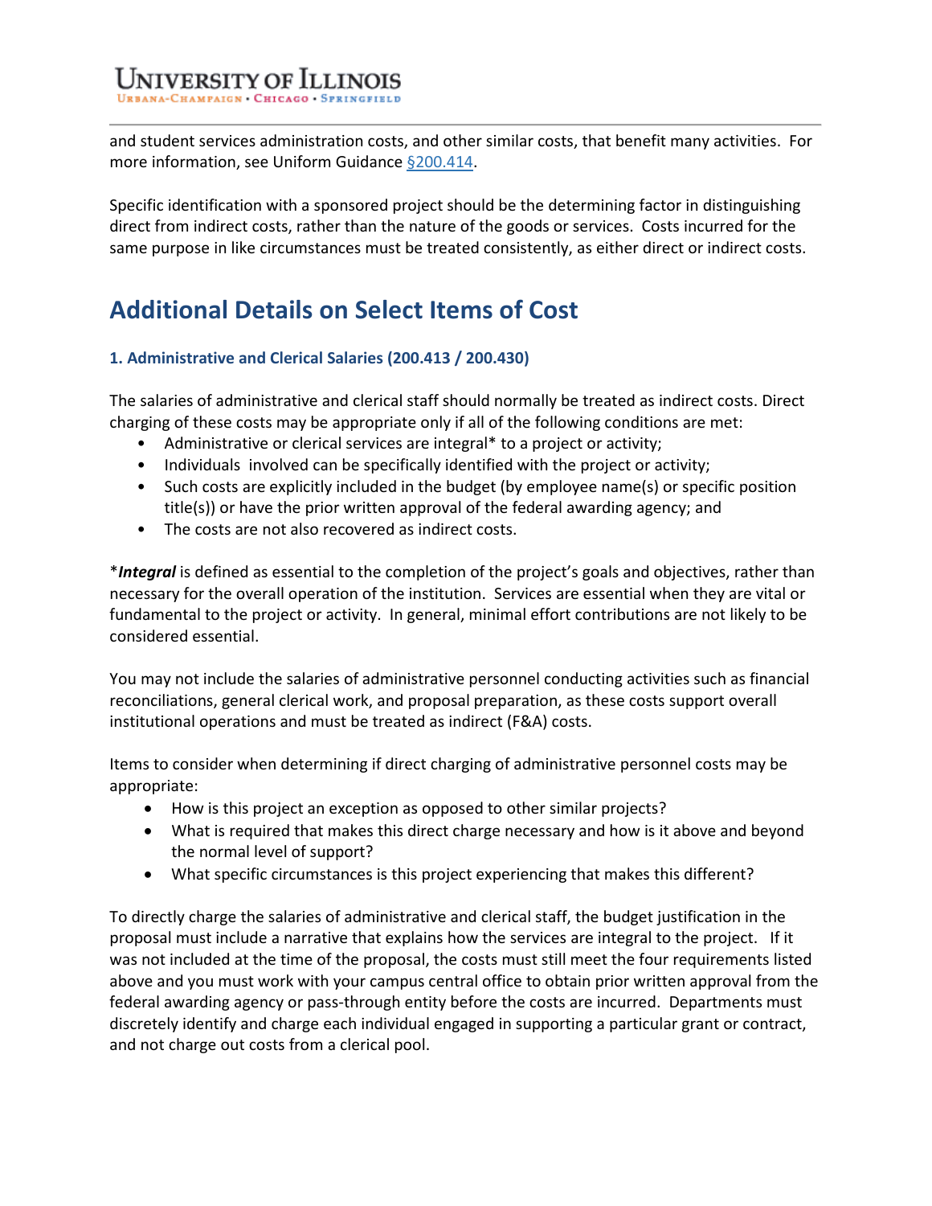and student services administration costs, and other similar costs, that benefit many activities. For more information, see Uniform Guidance [§200.414](#).

Specific identification with a sponsored project should be the determining factor in distinguishing direct from indirect costs, rather than the nature of the goods or services. Costs incurred for the same purpose in like circumstances must be treated consistently, as either direct or indirect costs.

## Additional Details on Select Items of Cost

### 1. Administrative and Clerical Salaries (200.413 / 200.430)

The salaries of administrative and clerical staff should normally be treated as indirect costs. Direct charging of these costs may be appropriate only if all of the following conditions are met:

- Administrative or clerical services are integral* to a project or activity;
- Individuals involved can be specifically identified with the project or activity;
- Such costs are explicitly included in the budget (by employee name(s) or specific position title(s)) or have the prior written approval of the federal awarding agency; and
- The costs are not also recovered as indirect costs.

****Integral*** is defined as essential to the completion of the project's goals and objectives, rather than necessary for the overall operation of the institution. Services are essential when they are vital or fundamental to the project or activity. In general, minimal effort contributions are not likely to be considered essential.

You may not include the salaries of administrative personnel conducting activities such as financial reconciliations, general clerical work, and proposal preparation, as these costs support overall institutional operations and must be treated as indirect (F&A) costs.

Items to consider when determining if direct charging of administrative personnel costs may be appropriate:

- How is this project an exception as opposed to other similar projects?
- What is required that makes this direct charge necessary and how is it above and beyond the normal level of support?
- What specific circumstances is this project experiencing that makes this different?

To directly charge the salaries of administrative and clerical staff, the budget justification in the proposal must include a narrative that explains how the services are integral to the project. If it was not included at the time of the proposal, the costs must still meet the four requirements listed above and you must work with your campus central office to obtain prior written approval from the federal awarding agency or pass-through entity before the costs are incurred. Departments must discretely identify and charge each individual engaged in supporting a particular grant or contract, and not charge out costs from a clerical pool.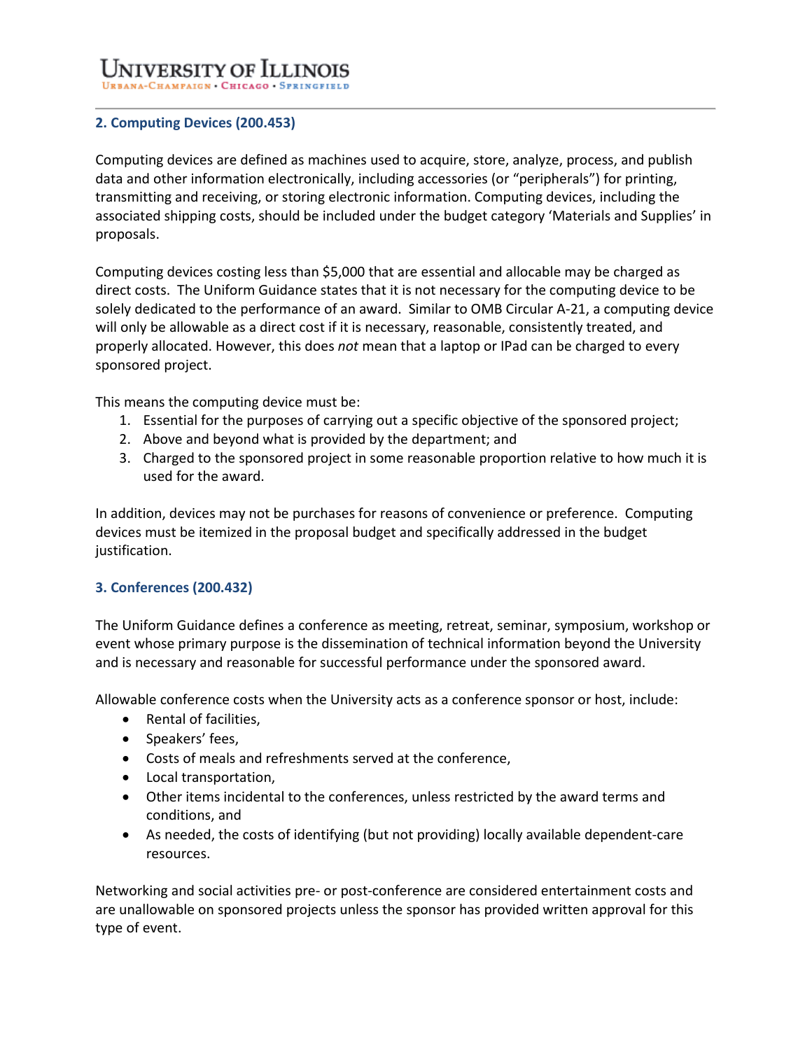## 2. Computing Devices (200.453)

Computing devices are defined as machines used to acquire, store, analyze, process, and publish data and other information electronically, including accessories (or "peripherals") for printing, transmitting and receiving, or storing electronic information. Computing devices, including the associated shipping costs, should be included under the budget category 'Materials and Supplies' in proposals.

Computing devices costing less than $5,000 that are essential and allocable may be charged as direct costs. The Uniform Guidance states that it is not necessary for the computing device to be solely dedicated to the performance of an award. Similar to OMB Circular A-21, a computing device will only be allowable as a direct cost if it is necessary, reasonable, consistently treated, and properly allocated. However, this does *not* mean that a laptop or IPad can be charged to every sponsored project.

This means the computing device must be:

1. Essential for the purposes of carrying out a specific objective of the sponsored project;
2. Above and beyond what is provided by the department; and
3. Charged to the sponsored project in some reasonable proportion relative to how much it is used for the award.

In addition, devices may not be purchases for reasons of convenience or preference. Computing devices must be itemized in the proposal budget and specifically addressed in the budget justification.

## 3. Conferences (200.432)

The Uniform Guidance defines a conference as meeting, retreat, seminar, symposium, workshop or event whose primary purpose is the dissemination of technical information beyond the University and is necessary and reasonable for successful performance under the sponsored award.

Allowable conference costs when the University acts as a conference sponsor or host, include:

- Rental of facilities,
- Speakers' fees,
- Costs of meals and refreshments served at the conference,
- Local transportation,
- Other items incidental to the conferences, unless restricted by the award terms and conditions, and
- As needed, the costs of identifying (but not providing) locally available dependent-care resources.

Networking and social activities pre- or post-conference are considered entertainment costs and are unallowable on sponsored projects unless the sponsor has provided written approval for this type of event.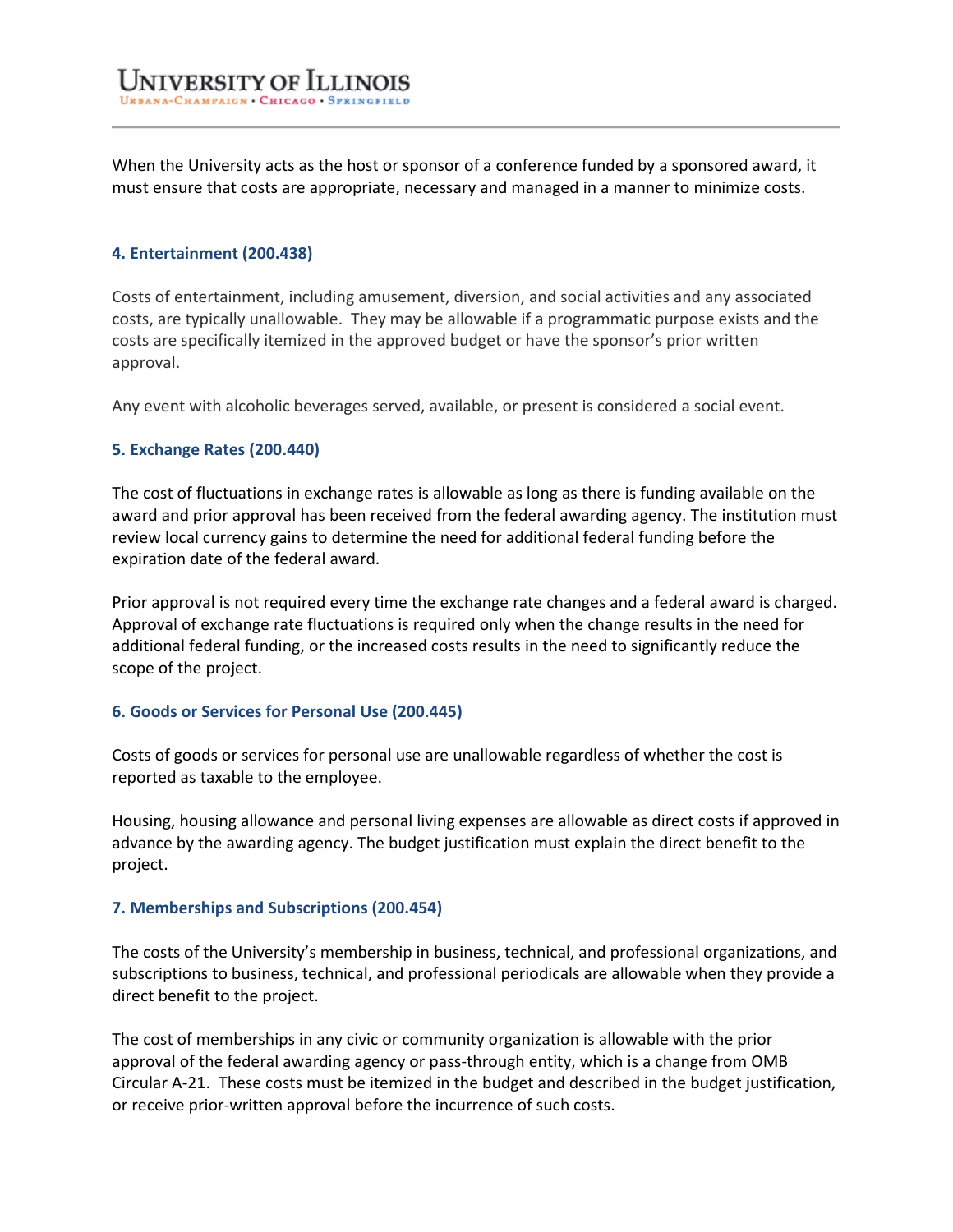When the University acts as the host or sponsor of a conference funded by a sponsored award, it must ensure that costs are appropriate, necessary and managed in a manner to minimize costs.

### 4. Entertainment (200.438)

Costs of entertainment, including amusement, diversion, and social activities and any associated costs, are typically unallowable. They may be allowable if a programmatic purpose exists and the costs are specifically itemized in the approved budget or have the sponsor's prior written approval.

Any event with alcoholic beverages served, available, or present is considered a social event.

### 5. Exchange Rates (200.440)

The cost of fluctuations in exchange rates is allowable as long as there is funding available on the award and prior approval has been received from the federal awarding agency. The institution must review local currency gains to determine the need for additional federal funding before the expiration date of the federal award.

Prior approval is not required every time the exchange rate changes and a federal award is charged. Approval of exchange rate fluctuations is required only when the change results in the need for additional federal funding, or the increased costs results in the need to significantly reduce the scope of the project.

### 6. Goods or Services for Personal Use (200.445)

Costs of goods or services for personal use are unallowable regardless of whether the cost is reported as taxable to the employee.

Housing, housing allowance and personal living expenses are allowable as direct costs if approved in advance by the awarding agency. The budget justification must explain the direct benefit to the project.

### 7. Memberships and Subscriptions (200.454)

The costs of the University's membership in business, technical, and professional organizations, and subscriptions to business, technical, and professional periodicals are allowable when they provide a direct benefit to the project.

The cost of memberships in any civic or community organization is allowable with the prior approval of the federal awarding agency or pass-through entity, which is a change from OMB Circular A-21. These costs must be itemized in the budget and described in the budget justification, or receive prior-written approval before the incurrence of such costs.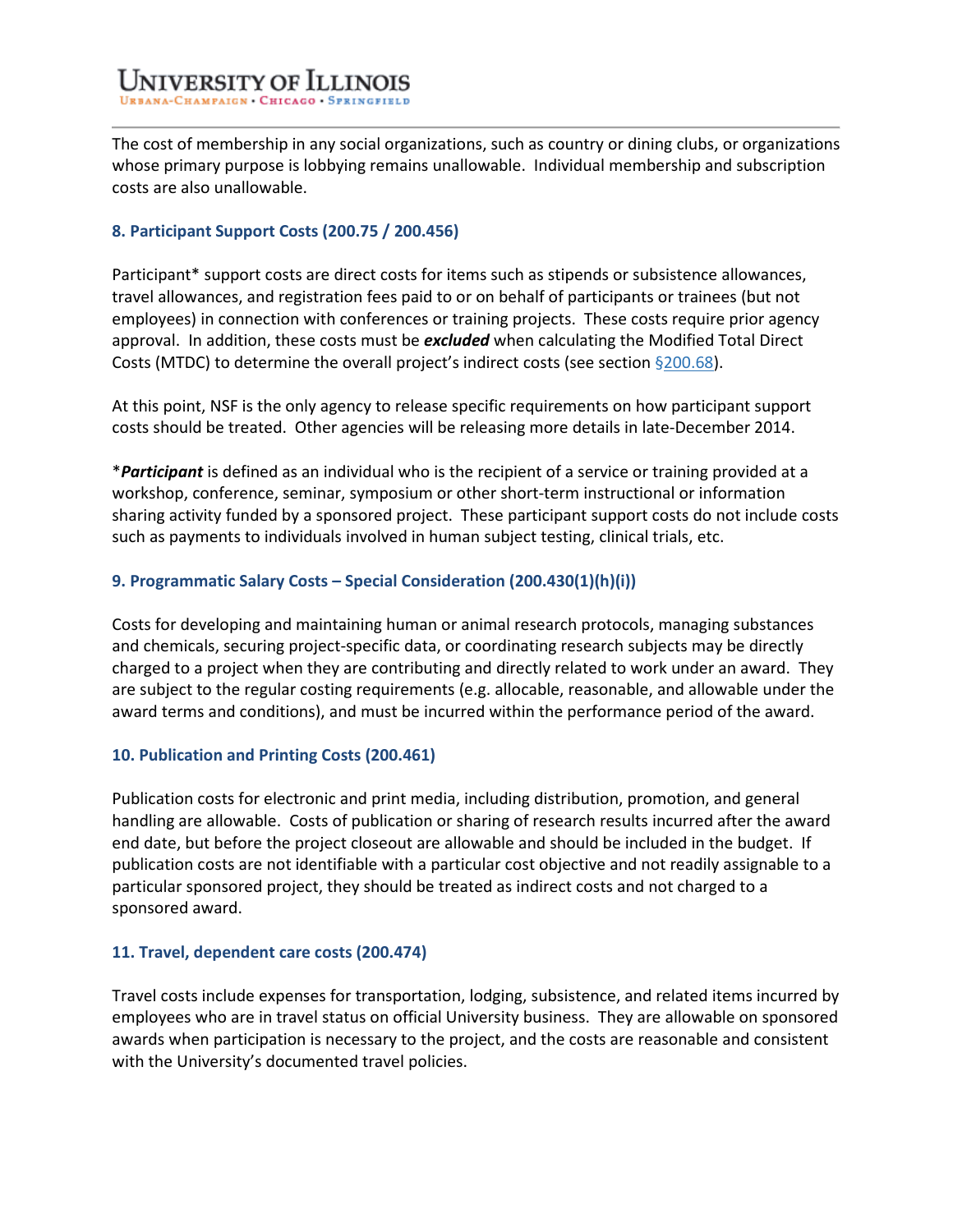The cost of membership in any social organizations, such as country or dining clubs, or organizations whose primary purpose is lobbying remains unallowable. Individual membership and subscription costs are also unallowable.

### 8. Participant Support Costs (200.75 / 200.456)

Participant* support costs are direct costs for items such as stipends or subsistence allowances, travel allowances, and registration fees paid to or on behalf of participants or trainees (but not employees) in connection with conferences or training projects. These costs require prior agency approval. In addition, these costs must be ***excluded*** when calculating the Modified Total Direct Costs (MTDC) to determine the overall project's indirect costs (see section §200.68).

At this point, NSF is the only agency to release specific requirements on how participant support costs should be treated. Other agencies will be releasing more details in late-December 2014.

****Participant*** is defined as an individual who is the recipient of a service or training provided at a workshop, conference, seminar, symposium or other short-term instructional or information sharing activity funded by a sponsored project. These participant support costs do not include costs such as payments to individuals involved in human subject testing, clinical trials, etc.

### 9. Programmatic Salary Costs – Special Consideration (200.430(1)(h)(i))

Costs for developing and maintaining human or animal research protocols, managing substances and chemicals, securing project-specific data, or coordinating research subjects may be directly charged to a project when they are contributing and directly related to work under an award. They are subject to the regular costing requirements (e.g. allocable, reasonable, and allowable under the award terms and conditions), and must be incurred within the performance period of the award.

### 10. Publication and Printing Costs (200.461)

Publication costs for electronic and print media, including distribution, promotion, and general handling are allowable. Costs of publication or sharing of research results incurred after the award end date, but before the project closeout are allowable and should be included in the budget. If publication costs are not identifiable with a particular cost objective and not readily assignable to a particular sponsored project, they should be treated as indirect costs and not charged to a sponsored award.

### 11. Travel, dependent care costs (200.474)

Travel costs include expenses for transportation, lodging, subsistence, and related items incurred by employees who are in travel status on official University business. They are allowable on sponsored awards when participation is necessary to the project, and the costs are reasonable and consistent with the University's documented travel policies.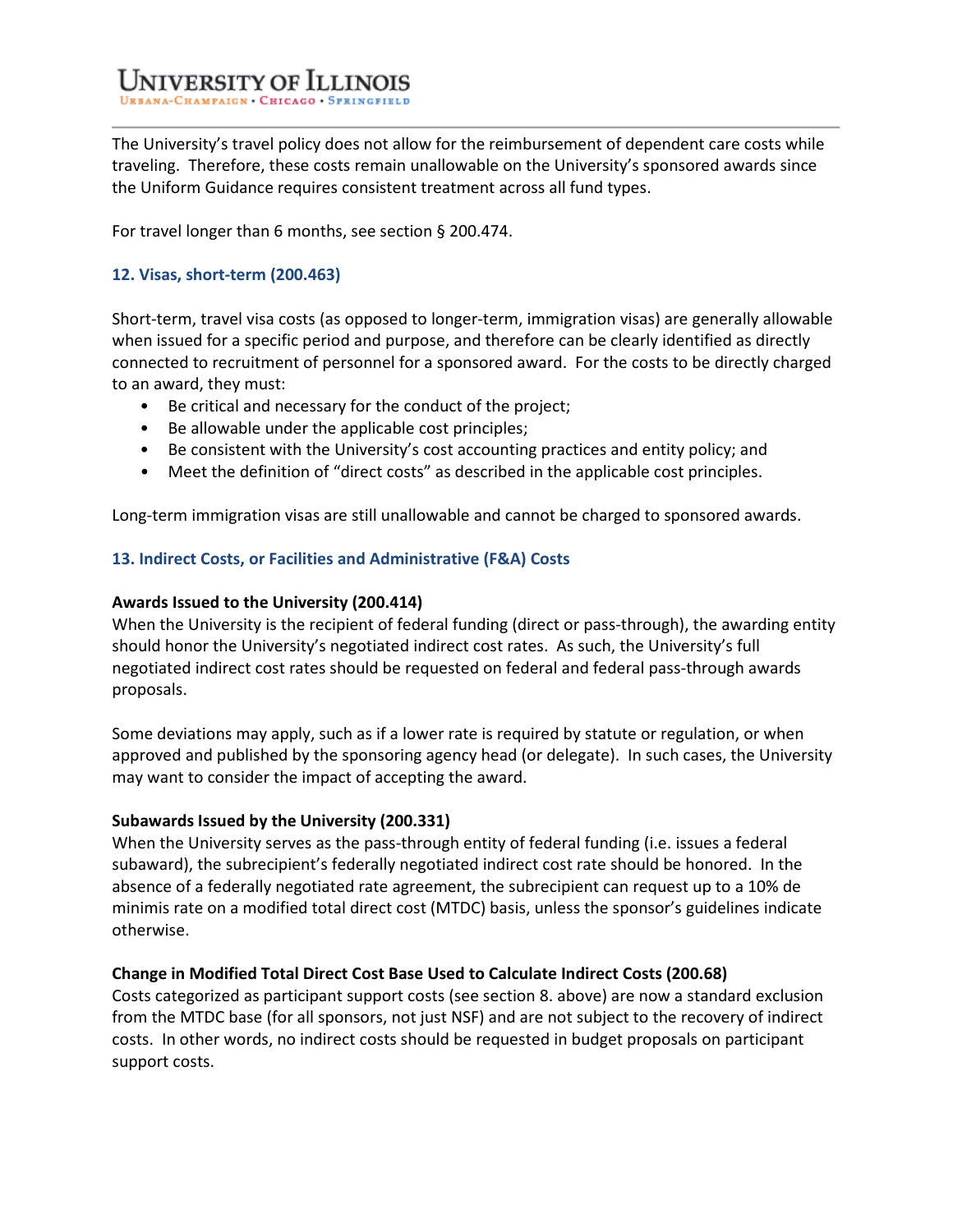The University's travel policy does not allow for the reimbursement of dependent care costs while traveling. Therefore, these costs remain unallowable on the University's sponsored awards since the Uniform Guidance requires consistent treatment across all fund types.

For travel longer than 6 months, see section § 200.474.

### 12. Visas, short-term (200.463)

Short-term, travel visa costs (as opposed to longer-term, immigration visas) are generally allowable when issued for a specific period and purpose, and therefore can be clearly identified as directly connected to recruitment of personnel for a sponsored award. For the costs to be directly charged to an award, they must:

- Be critical and necessary for the conduct of the project;
- Be allowable under the applicable cost principles;
- Be consistent with the University's cost accounting practices and entity policy; and
- Meet the definition of "direct costs" as described in the applicable cost principles.

Long-term immigration visas are still unallowable and cannot be charged to sponsored awards.

### 13. Indirect Costs, or Facilities and Administrative (F&A) Costs

**Awards Issued to the University (200.414)**

When the University is the recipient of federal funding (direct or pass-through), the awarding entity should honor the University's negotiated indirect cost rates. As such, the University's full negotiated indirect cost rates should be requested on federal and federal pass-through awards proposals.

Some deviations may apply, such as if a lower rate is required by statute or regulation, or when approved and published by the sponsoring agency head (or delegate). In such cases, the University may want to consider the impact of accepting the award.

**Subawards Issued by the University (200.331)**

When the University serves as the pass-through entity of federal funding (i.e. issues a federal subaward), the subrecipient's federally negotiated indirect cost rate should be honored. In the absence of a federally negotiated rate agreement, the subrecipient can request up to a 10% de minimis rate on a modified total direct cost (MTDC) basis, unless the sponsor's guidelines indicate otherwise.

**Change in Modified Total Direct Cost Base Used to Calculate Indirect Costs (200.68)**

Costs categorized as participant support costs (see section 8. above) are now a standard exclusion from the MTDC base (for all sponsors, not just NSF) and are not subject to the recovery of indirect costs. In other words, no indirect costs should be requested in budget proposals on participant support costs.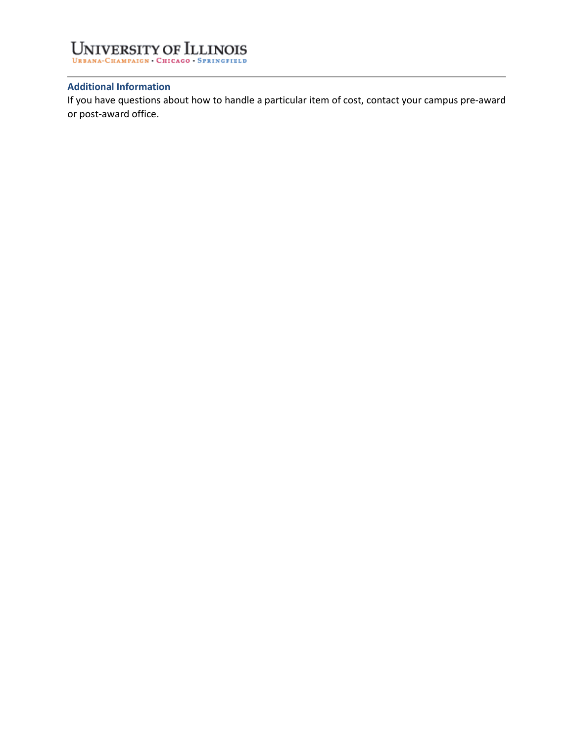### Additional Information

If you have questions about how to handle a particular item of cost, contact your campus pre-award or post-award office.